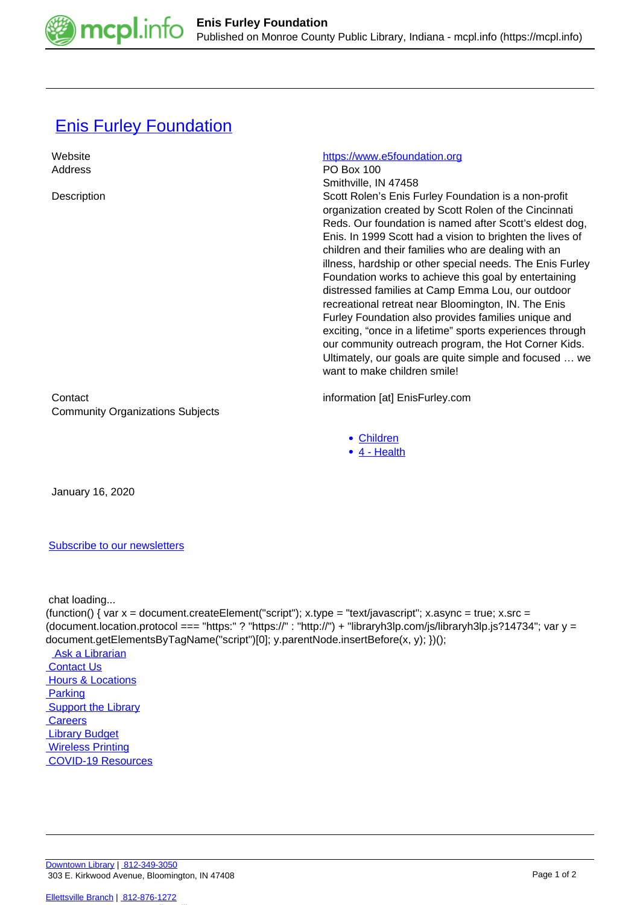# Enis Furley Foundation

| | |
|---|---|
| Website | https://www.e5foundation.org |
| Address | PO Box 100<br>Smithville, IN 47458 |
| Description | Scott Rolen's Enis Furley Foundation is a non-profit organization created by Scott Rolen of the Cincinnati Reds. Our foundation is named after Scott's eldest dog, Enis. In 1999 Scott had a vision to brighten the lives of children and their families who are dealing with an illness, hardship or other special needs. The Enis Furley Foundation works to achieve this goal by entertaining distressed families at Camp Emma Lou, our outdoor recreational retreat near Bloomington, IN. The Enis Furley Foundation also provides families unique and exciting, "once in a lifetime" sports experiences through our community outreach program, the Hot Corner Kids. Ultimately, our goals are quite simple and focused … we want to make children smile! |
| Contact | information [at] EnisFurley.com |
| Community Organizations Subjects | |

- Children
- 4 - Health

January 16, 2020

Subscribe to our newsletters

chat loading...

```
(function() { var x = document.createElement("script"); x.type = "text/javascript"; x.async = true; x.src = (document.location.protocol === "https:" ? "https://" : "http://") + "libraryh3lp.com/js/libraryh3lp.js?14734"; var y = document.getElementsByTagName("script")[0]; y.parentNode.insertBefore(x, y); })();
```

Ask a Librarian
Contact Us
Hours & Locations
Parking
Support the Library
Careers
Library Budget
Wireless Printing
COVID-19 Resources

Downtown Library | 812-349-3050
303 E. Kirkwood Avenue, Bloomington, IN 47408

Ellettsville Branch | 812-876-1272